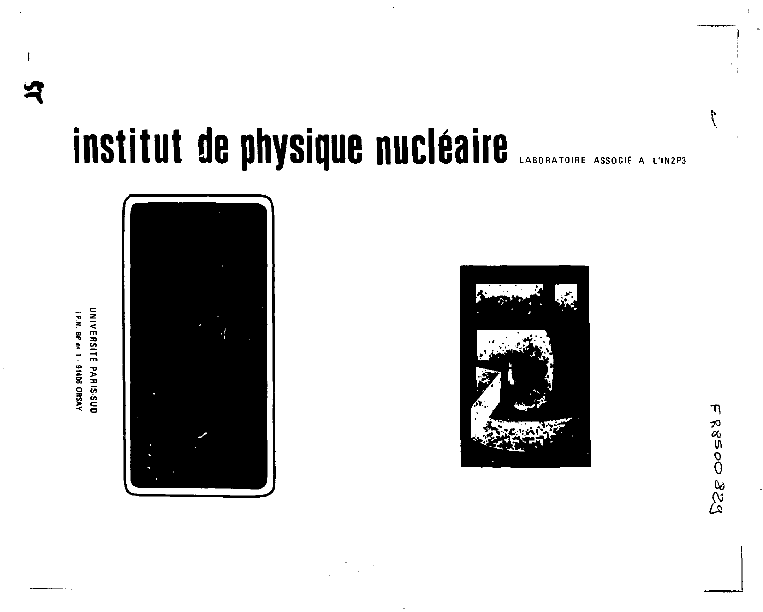# institut de physique nucléaire

LABORATOIRE ASSOCIÉ A L'IN2P3

UNIVERSITÉ PARIS-SUD

I.P.N. BP nº 1 - 91406 ORSAY

FR8500829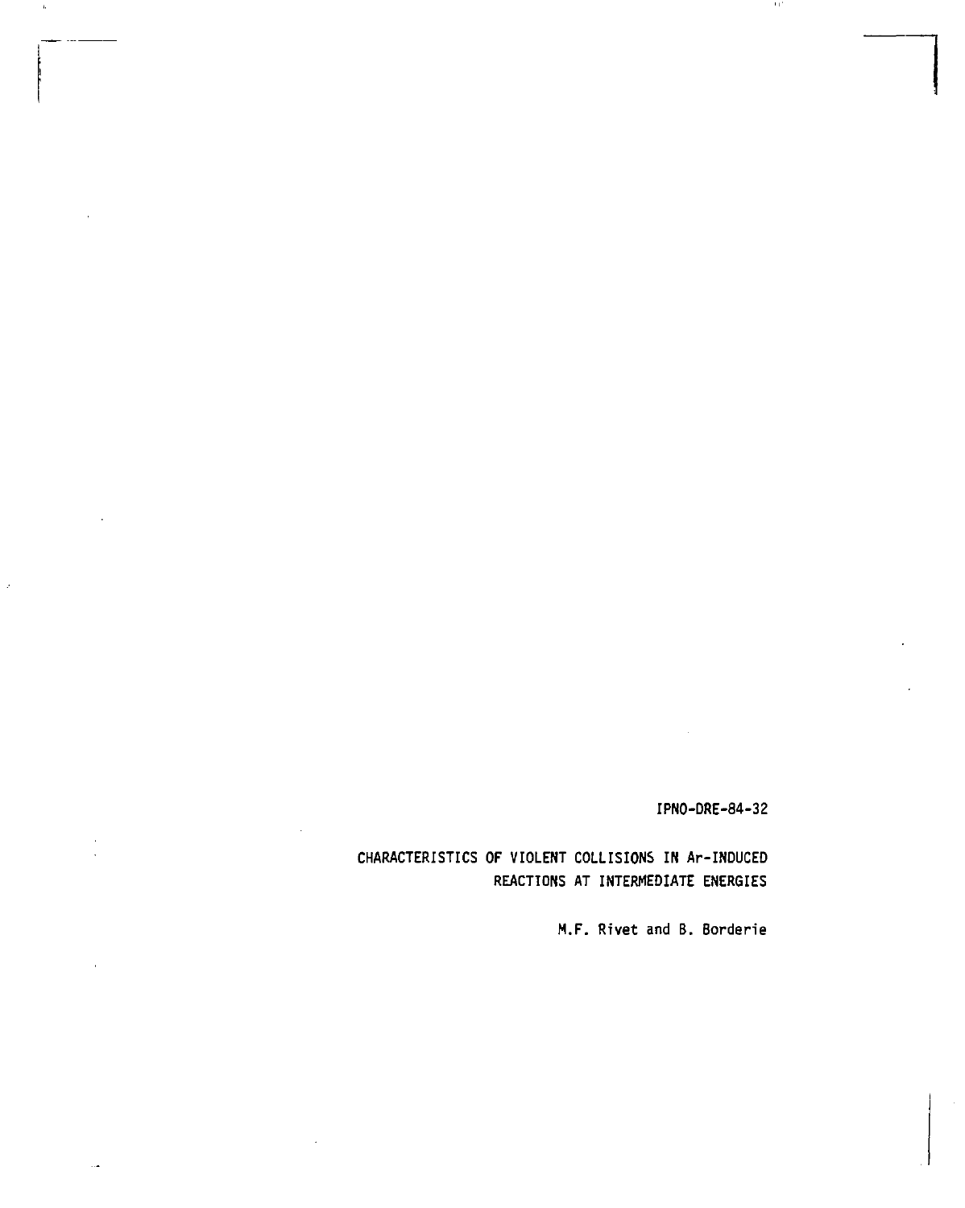IPNO-DRE-84-32

CHARACTERISTICS OF VIOLENT COLLISIONS IN Ar-INDUCED REACTIONS AT INTERMEDIATE ENERGIES

M.F. Rivet and B. Borderie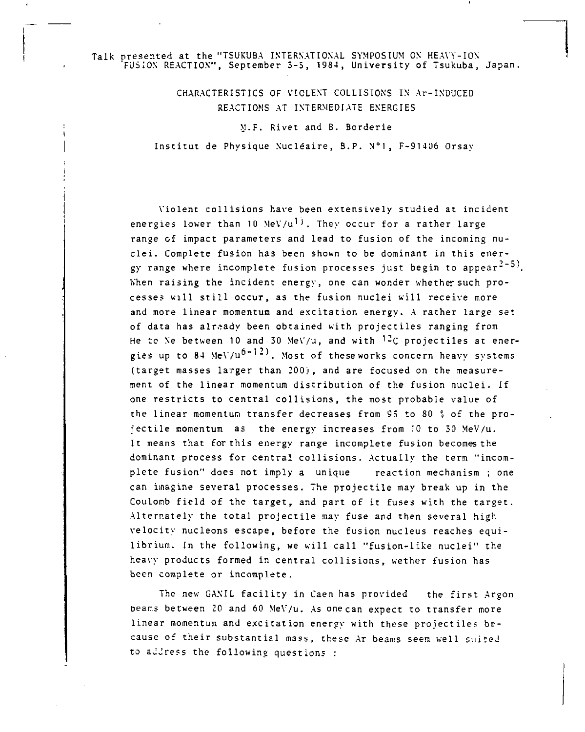Talk presented at the "TSUKUBA INTERNATIONAL SYMPOSIUM ON HEAVY-ION FUSION REACTION", September 3-5, 1984, University of Tsukuba, Japan.

# CHARACTERISTICS OF VIOLENT COLLISIONS IN Ar-INDUCED REACTIONS AT INTERMEDIATE ENERGIES

M.F. Rivet and B. Borderie

Institut de Physique Nucléaire, B.P. N°1, F-91406 Orsay

Violent collisions have been extensively studied at incident energies lower than 10 MeV/u[1]. They occur for a rather large range of impact parameters and lead to fusion of the incoming nuclei. Complete fusion has been shown to be dominant in this energy range where incomplete fusion processes just begin to appear[2-5]. When raising the incident energy, one can wonder whether such processes will still occur, as the fusion nuclei will receive more and more linear momentum and excitation energy. A rather large set of data has already been obtained with projectiles ranging from He to Ne between 10 and 30 MeV/u, and with $^{12}C$ projectiles at energies up to 84 MeV/u[6-12]. Most of these works concern heavy systems (target masses larger than 200), and are focused on the measurement of the linear momentum distribution of the fusion nuclei. If one restricts to central collisions, the most probable value of the linear momentum transfer decreases from 95 to 80 % of the projectile momentum as the energy increases from 10 to 30 MeV/u. It means that for this energy range incomplete fusion becomes the dominant process for central collisions. Actually the term "incomplete fusion" does not imply a unique reaction mechanism ; one can imagine several processes. The projectile may break up in the Coulomb field of the target, and part of it fuses with the target. Alternately the total projectile may fuse and then several high velocity nucleons escape, before the fusion nucleus reaches equilibrium. In the following, we will call "fusion-like nuclei" the heavy products formed in central collisions, wether fusion has been complete or incomplete.

The new GANIL facility in Caen has provided the first Argon beams between 20 and 60 MeV/u. As one can expect to transfer more linear momentum and excitation energy with these projectiles because of their substantial mass, these Ar beams seem well suited to address the following questions :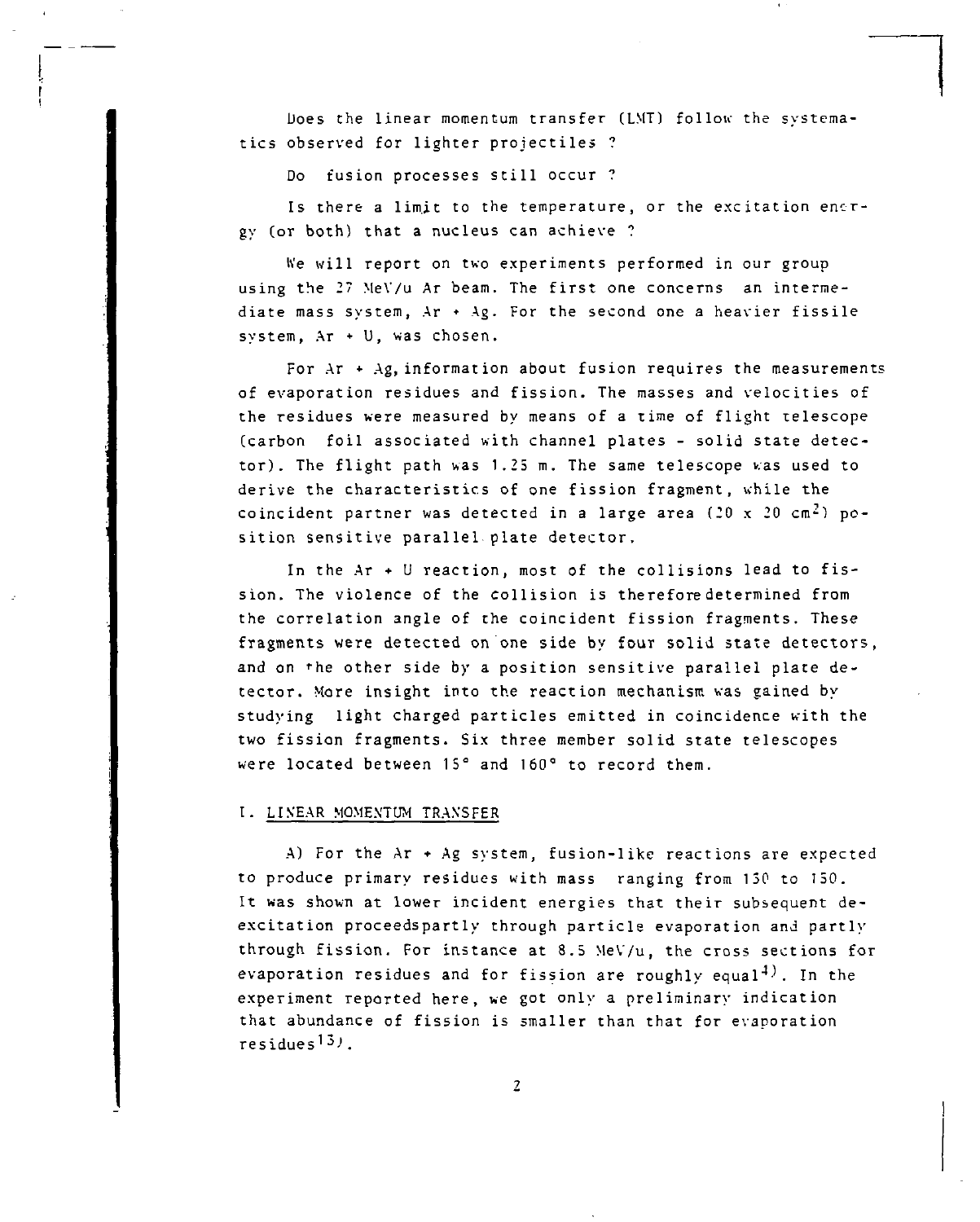Does the linear momentum transfer (LMT) follow the systematics observed for lighter projectiles ?

Do fusion processes still occur ?

Is there a limit to the temperature, or the excitation energy (or both) that a nucleus can achieve ?

We will report on two experiments performed in our group using the 27 MeV/u Ar beam. The first one concerns an intermediate mass system, Ar + Ag. For the second one a heavier fissile system, Ar + U, was chosen.

For Ar + Ag, information about fusion requires the measurements of evaporation residues and fission. The masses and velocities of the residues were measured by means of a time of flight telescope (carbon foil associated with channel plates - solid state detector). The flight path was 1.25 m. The same telescope was used to derive the characteristics of one fission fragment, while the coincident partner was detected in a large area (20 x 20 $cm^2$) position sensitive parallel plate detector.

In the Ar + U reaction, most of the collisions lead to fission. The violence of the collision is therefore determined from the correlation angle of the coincident fission fragments. These fragments were detected on one side by four solid state detectors, and on the other side by a position sensitive parallel plate detector. More insight into the reaction mechanism was gained by studying light charged particles emitted in coincidence with the two fission fragments. Six three member solid state telescopes were located between 15° and 160° to record them.

## I. LINEAR MOMENTUM TRANSFER

A) For the Ar + Ag system, fusion-like reactions are expected to produce primary residues with mass ranging from 130 to 150. It was shown at lower incident energies that their subsequent deexcitation proceeds partly through particle evaporation and partly through fission. For instance at 8.5 MeV/u, the cross sections for evaporation residues and for fission are roughly equal[4]. In the experiment reported here, we got only a preliminary indication that abundance of fission is smaller than that for evaporation residues[13].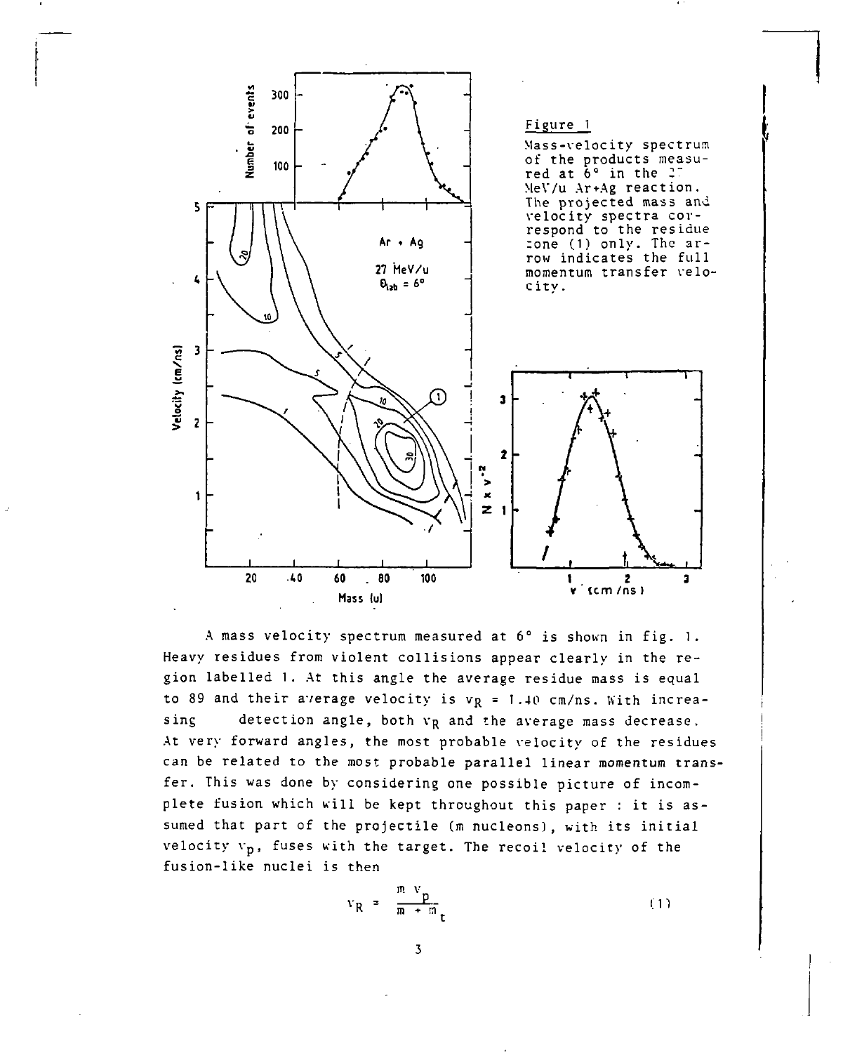Figure 1

Mass-velocity spectrum of the products measured at 6° in the 27 MeV/u Ar+Ag reaction. The projected mass and velocity spectra correspond to the residue zone (1) only. The arrow indicates the full momentum transfer velocity.

A mass velocity spectrum measured at 6° is shown in fig. 1. Heavy residues from violent collisions appear clearly in the region labelled 1. At this angle the average residue mass is equal to 89 and their average velocity is $v_R$ = 1.40 cm/ns. With increasing detection angle, both $v_R$ and the average mass decrease. At very forward angles, the most probable velocity of the residues can be related to the most probable parallel linear momentum transfer. This was done by considering one possible picture of incomplete fusion which will be kept throughout this paper : it is assumed that part of the projectile (m nucleons), with its initial velocity $v_p$, fuses with the target. The recoil velocity of the fusion-like nuclei is then

$$v_R = \frac{m\ v_p}{m + m_t} \qquad (1)$$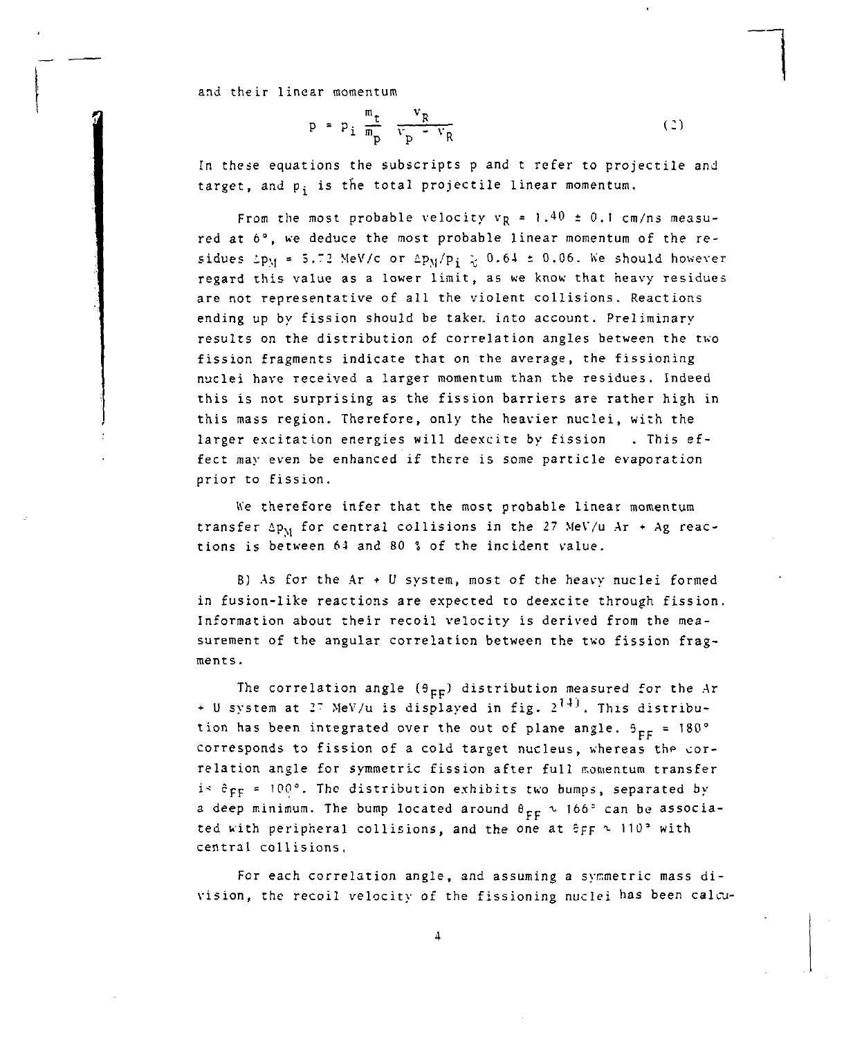and their linear momentum

$$p = p_i \frac{m_t}{m_p} \frac{v_R}{v_p - v_R} \tag{2}$$

In these equations the subscripts p and t refer to projectile and target, and $p_i$ is the total projectile linear momentum.

From the most probable velocity $v_R = 1.40 \pm 0.1$ cm/ns measured at 6°, we deduce the most probable linear momentum of the residues $\Delta p_M = 5.72$ MeV/c or $\Delta p_M/p_i \gtrsim 0.64 \pm 0.06$. We should however regard this value as a lower limit, as we know that heavy residues are not representative of all the violent collisions. Reactions ending up by fission should be taken into account. Preliminary results on the distribution of correlation angles between the two fission fragments indicate that on the average, the fissioning nuclei have received a larger momentum than the residues. Indeed this is not surprising as the fission barriers are rather high in this mass region. Therefore, only the heavier nuclei, with the larger excitation energies will deexcite by fission . This effect may even be enhanced if there is some particle evaporation prior to fission.

We therefore infer that the most probable linear momentum transfer $\Delta p_M$ for central collisions in the 27 MeV/u Ar + Ag reactions is between 64 and 80 % of the incident value.

B) As for the Ar + U system, most of the heavy nuclei formed in fusion-like reactions are expected to deexcite through fission. Information about their recoil velocity is derived from the measurement of the angular correlation between the two fission fragments.

The correlation angle ($\theta_{FF}$) distribution measured for the Ar + U system at 27 MeV/u is displayed in fig. 2[14]. This distribution has been integrated over the out of plane angle. $\theta_{FF} = 180°$ corresponds to fission of a cold target nucleus, whereas the correlation angle for symmetric fission after full momentum transfer is $\theta_{FF} = 100°$. The distribution exhibits two bumps, separated by a deep minimum. The bump located around $\theta_{FF} \sim 166°$ can be associated with peripheral collisions, and the one at $\theta_{FF} \sim 110°$ with central collisions.

For each correlation angle, and assuming a symmetric mass division, the recoil velocity of the fissioning nuclei has been calcu-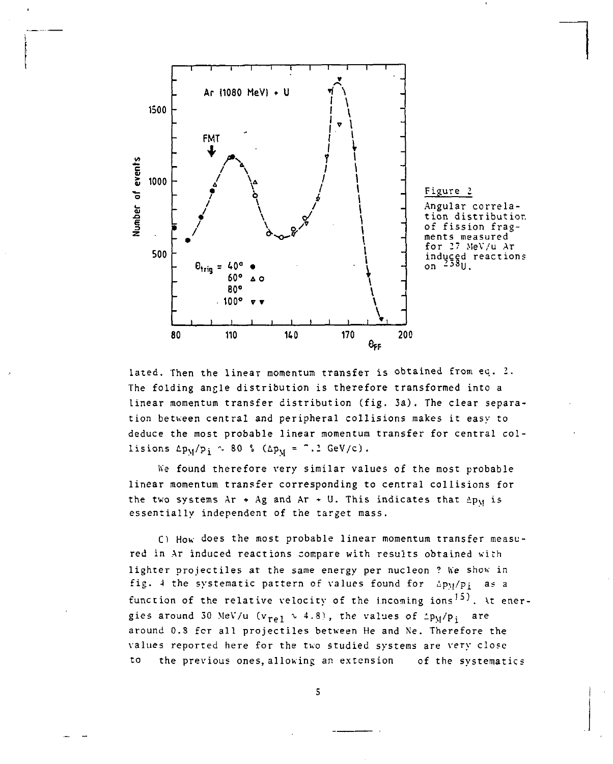Figure 2

Angular correlation distribution of fission fragments measured for 27 MeV/u Ar induced reactions on $^{238}U$.

lated. Then the linear momentum transfer is obtained from eq. 2. The folding angle distribution is therefore transformed into a linear momentum transfer distribution (fig. 3a). The clear separation between central and peripheral collisions makes it easy to deduce the most probable linear momentum transfer for central collisions $\Delta p_M/p_i \sim 80$ % ($\Delta p_M$ = 7.2 GeV/c).

We found therefore very similar values of the most probable linear momentum transfer corresponding to central collisions for the two systems Ar + Ag and Ar + U. This indicates that $\Delta p_M$ is essentially independent of the target mass.

C) How does the most probable linear momentum transfer measured in Ar induced reactions compare with results obtained with lighter projectiles at the same energy per nucleon ? We show in fig. 4 the systematic pattern of values found for $\Delta p_M/p_i$ as a function of the relative velocity of the incoming ions[15]. At energies around 30 MeV/u ($v_{rel} \sim 4.8$), the values of $\Delta p_M/p_i$ are around 0.8 for all projectiles between He and Ne. Therefore the values reported here for the two studied systems are very close to the previous ones, allowing an extension of the systematics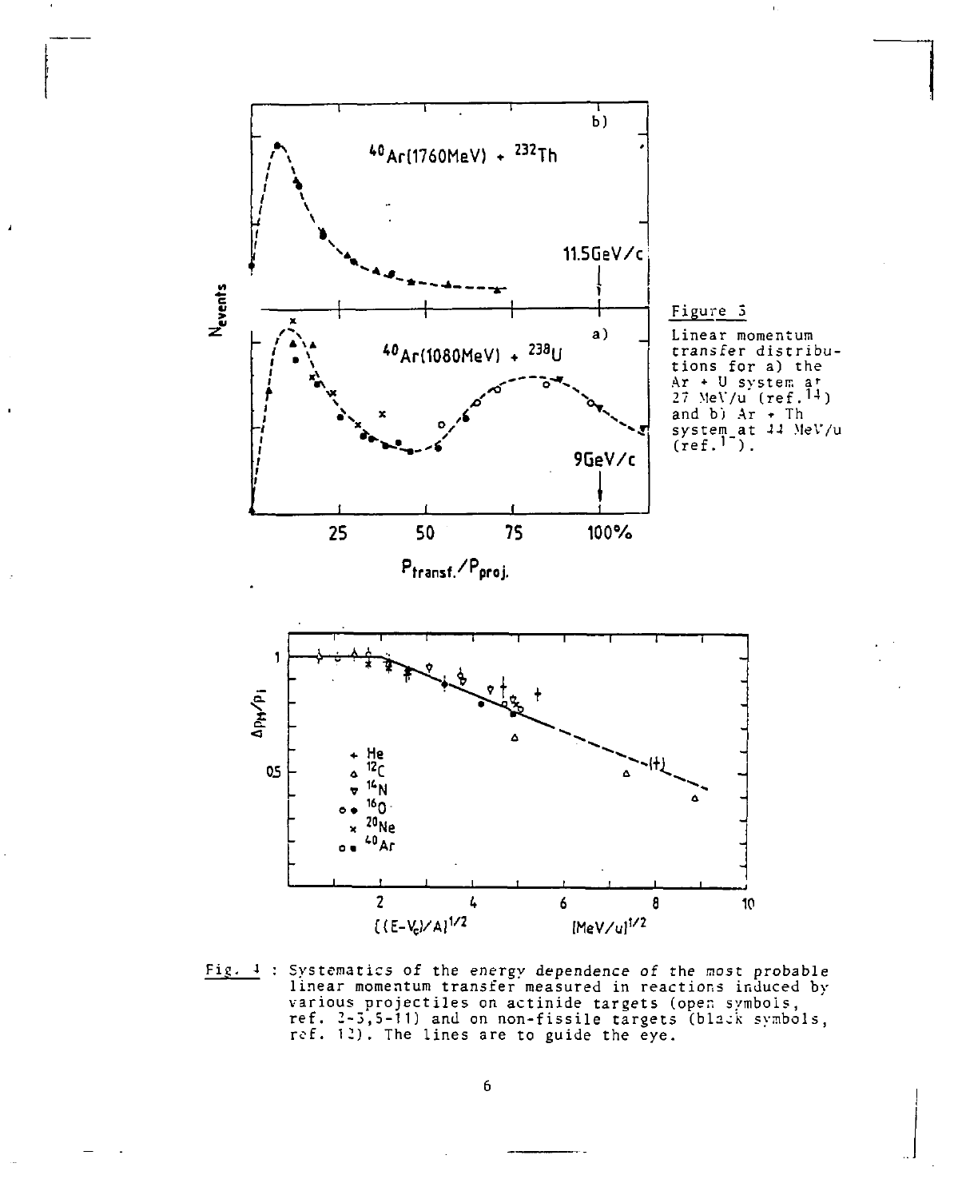**Figure 3**

Linear momentum transfer distributions for a) the Ar + U system at 27 MeV/u (ref.[14]) and b) Ar + Th system at 44 MeV/u (ref.[17]).

Fig. 4 : Systematics of the energy dependence of the most probable linear momentum transfer measured in reactions induced by various projectiles on actinide targets (open symbols, ref. 2-3,5-11) and on non-fissile targets (black symbols, ref. 12). The lines are to guide the eye.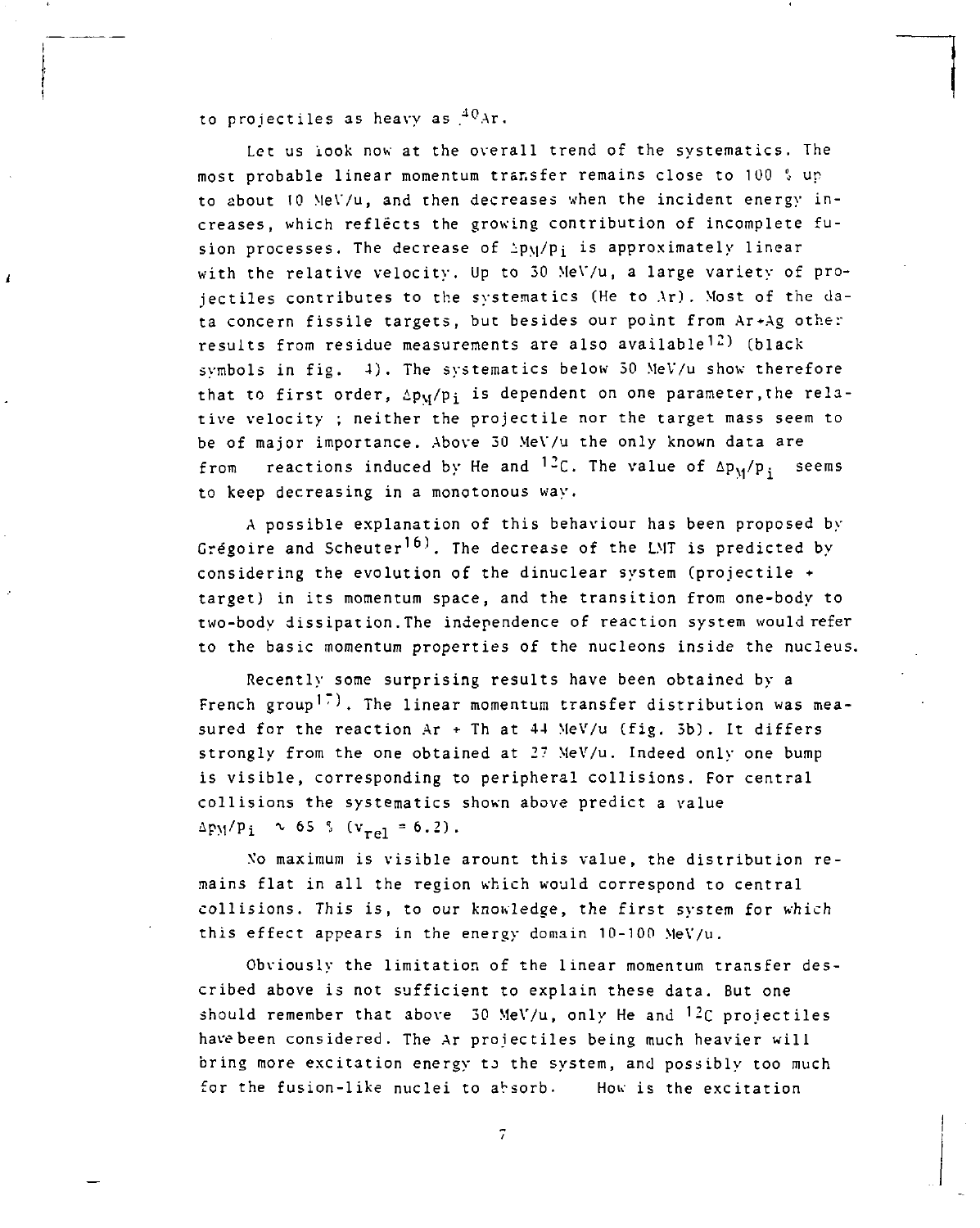to projectiles as heavy as $^{40}Ar$.

Let us look now at the overall trend of the systematics. The most probable linear momentum transfer remains close to 100 % up to about 10 MeV/u, and then decreases when the incident energy increases, which reflects the growing contribution of incomplete fusion processes. The decrease of $\Delta p_M/p_i$ is approximately linear with the relative velocity. Up to 30 MeV/u, a large variety of projectiles contributes to the systematics (He to Ar). Most of the data concern fissile targets, but besides our point from Ar+Ag other results from residue measurements are also available[12] (black symbols in fig. 4). The systematics below 30 MeV/u show therefore that to first order, $\Delta p_M/p_i$ is dependent on one parameter, the relative velocity ; neither the projectile nor the target mass seem to be of major importance. Above 30 MeV/u the only known data are from reactions induced by He and $^{12}C$. The value of $\Delta p_M/p_i$ seems to keep decreasing in a monotonous way.

A possible explanation of this behaviour has been proposed by Grégoire and Scheuter[16]. The decrease of the LMT is predicted by considering the evolution of the dinuclear system (projectile + target) in its momentum space, and the transition from one-body to two-body dissipation. The independence of reaction system would refer to the basic momentum properties of the nucleons inside the nucleus.

Recently some surprising results have been obtained by a French group[17]. The linear momentum transfer distribution was measured for the reaction Ar + Th at 44 MeV/u (fig. 3b). It differs strongly from the one obtained at 27 MeV/u. Indeed only one bump is visible, corresponding to peripheral collisions. For central collisions the systematics shown above predict a value $\Delta p_M/p_i \sim 65$ % ($v_{rel} = 6.2$).

No maximum is visible arount this value, the distribution remains flat in all the region which would correspond to central collisions. This is, to our knowledge, the first system for which this effect appears in the energy domain 10-100 MeV/u.

Obviously the limitation of the linear momentum transfer described above is not sufficient to explain these data. But one should remember that above 30 MeV/u, only He and $^{12}C$ projectiles have been considered. The Ar projectiles being much heavier will bring more excitation energy to the system, and possibly too much for the fusion-like nuclei to absorb. How is the excitation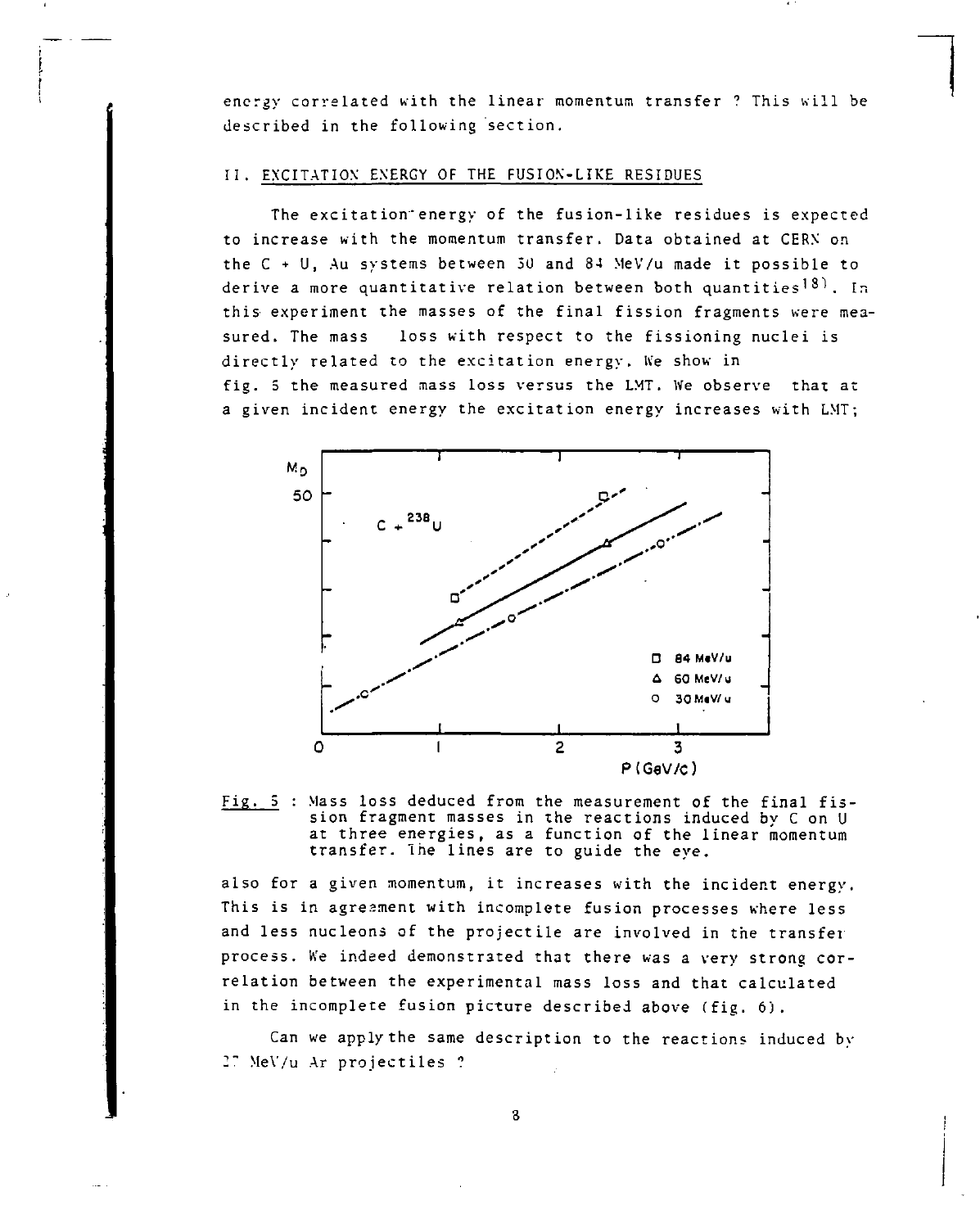energy correlated with the linear momentum transfer ? This will be described in the following section.

## II. EXCITATION ENERGY OF THE FUSION-LIKE RESIDUES

The excitation energy of the fusion-like residues is expected to increase with the momentum transfer. Data obtained at CERN on the C + U, Au systems between 30 and 84 MeV/u made it possible to derive a more quantitative relation between both quantities[18]. In this experiment the masses of the final fission fragments were measured. The mass loss with respect to the fissioning nuclei is directly related to the excitation energy. We show in fig. 5 the measured mass loss versus the LMT. We observe that at a given incident energy the excitation energy increases with LMT;

Fig. 5 : Mass loss deduced from the measurement of the final fission fragment masses in the reactions induced by C on U at three energies, as a function of the linear momentum transfer. The lines are to guide the eye.

also for a given momentum, it increases with the incident energy. This is in agreement with incomplete fusion processes where less and less nucleons of the projectile are involved in the transfer process. We indeed demonstrated that there was a very strong correlation between the experimental mass loss and that calculated in the incomplete fusion picture described above (fig. 6).

Can we apply the same description to the reactions induced by 27 MeV/u Ar projectiles ?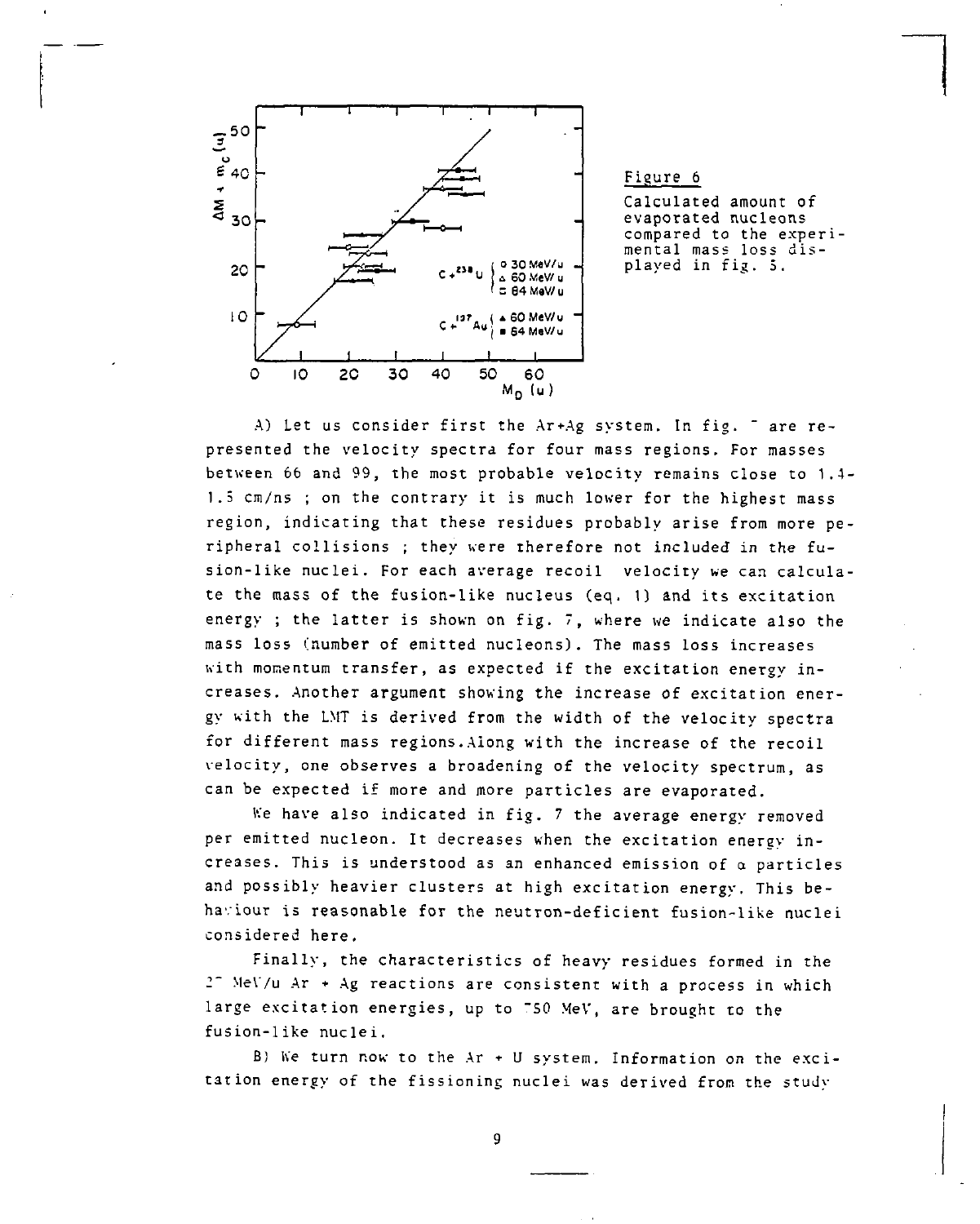Figure 6

Calculated amount of evaporated nucleons compared to the experimental mass loss displayed in fig. 5.

A) Let us consider first the Ar+Ag system. In fig. 7 are represented the velocity spectra for four mass regions. For masses between 66 and 99, the most probable velocity remains close to 1.4-1.5 cm/ns ; on the contrary it is much lower for the highest mass region, indicating that these residues probably arise from more peripheral collisions ; they were therefore not included in the fusion-like nuclei. For each average recoil velocity we can calculate the mass of the fusion-like nucleus (eq. 1) and its excitation energy ; the latter is shown on fig. 7, where we indicate also the mass loss (number of emitted nucleons). The mass loss increases with momentum transfer, as expected if the excitation energy increases. Another argument showing the increase of excitation energy with the LMT is derived from the width of the velocity spectra for different mass regions. Along with the increase of the recoil velocity, one observes a broadening of the velocity spectrum, as can be expected if more and more particles are evaporated.

We have also indicated in fig. 7 the average energy removed per emitted nucleon. It decreases when the excitation energy increases. This is understood as an enhanced emission of α particles and possibly heavier clusters at high excitation energy. This behaviour is reasonable for the neutron-deficient fusion-like nuclei considered here.

Finally, the characteristics of heavy residues formed in the 27 MeV/u Ar + Ag reactions are consistent with a process in which large excitation energies, up to 750 MeV, are brought to the fusion-like nuclei.

B) We turn now to the Ar + U system. Information on the excitation energy of the fissioning nuclei was derived from the study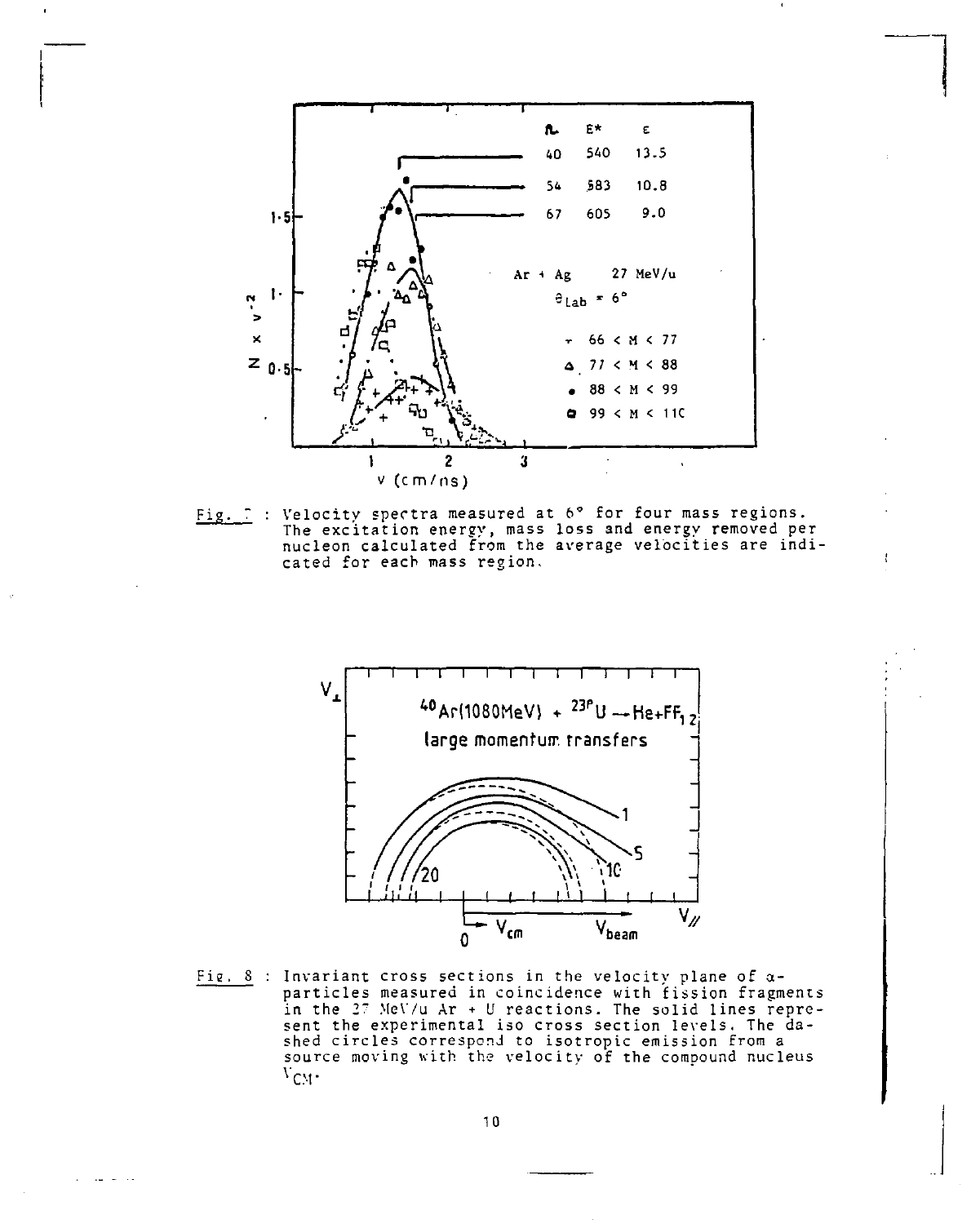| ℓ | E* | ε |
|---|---|---|
| 40 | 540 | 13.5 |
| 54 | 583 | 10.8 |
| 67 | 605 | 9.0 |

Ar + Ag 27 MeV/u

$\theta_{Lab} = 6°$

+ 66 < M < 77
△ 77 < M < 88
• 88 < M < 99
□ 99 < M < 110

Fig. 7 : Velocity spectra measured at 6° for four mass regions. The excitation energy, mass loss and energy removed per nucleon calculated from the average velocities are indicated for each mass region.

$^{40}Ar(1080 MeV) + ^{238}U \rightarrow He + FF_{1,2}$

large momentum transfers

Fig. 8 : Invariant cross sections in the velocity plane of α-particles measured in coincidence with fission fragments in the 27 MeV/u Ar + U reactions. The solid lines represent the experimental iso cross section levels. The dashed circles correspond to isotropic emission from a source moving with the velocity of the compound nucleus $V_{CM}$.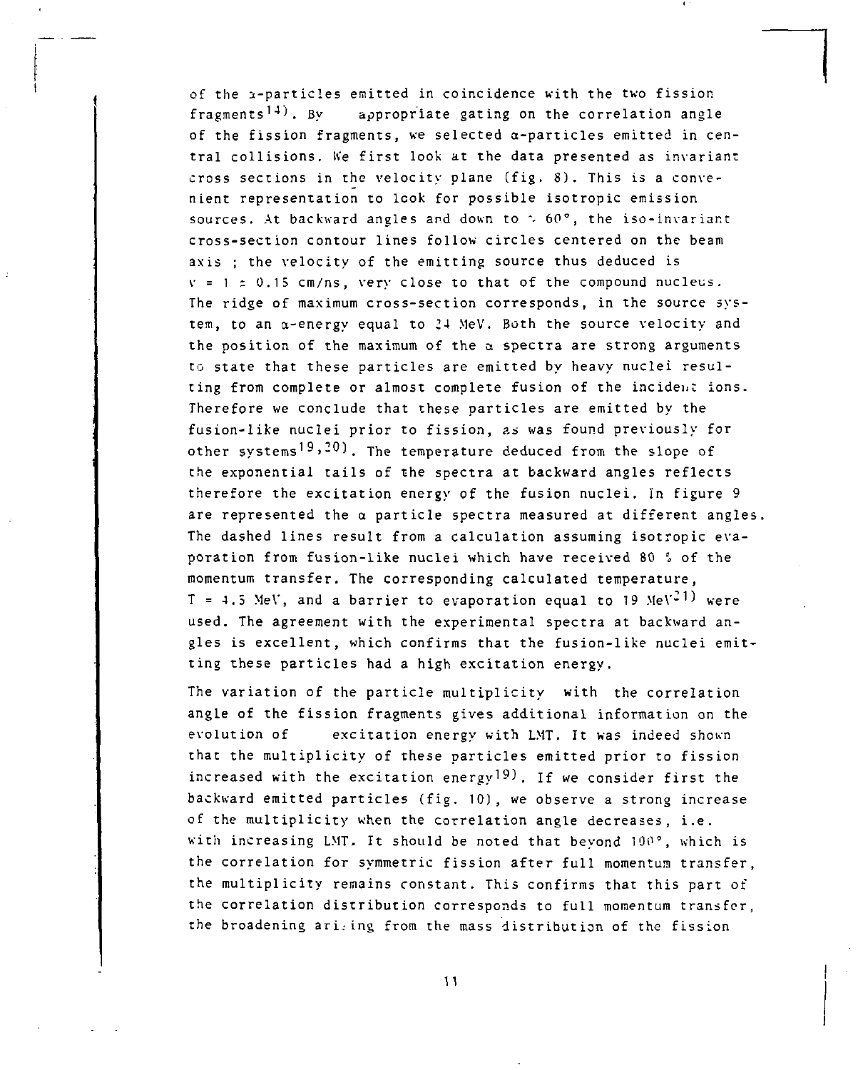of the α-particles emitted in coincidence with the two fission fragments[14]. By appropriate gating on the correlation angle of the fission fragments, we selected α-particles emitted in central collisions. We first look at the data presented as invariant cross sections in the velocity plane (fig. 8). This is a convenient representation to look for possible isotropic emission sources. At backward angles and down to ~ 60°, the iso-invariant cross-section contour lines follow circles centered on the beam axis ; the velocity of the emitting source thus deduced is $v = 1 \pm 0.15$ cm/ns, very close to that of the compound nucleus. The ridge of maximum cross-section corresponds, in the source system, to an α-energy equal to 24 MeV. Both the source velocity and the position of the maximum of the α spectra are strong arguments to state that these particles are emitted by heavy nuclei resulting from complete or almost complete fusion of the incident ions. Therefore we conclude that these particles are emitted by the fusion-like nuclei prior to fission, as was found previously for other systems[19,20]. The temperature deduced from the slope of the exponential tails of the spectra at backward angles reflects therefore the excitation energy of the fusion nuclei. In figure 9 are represented the α particle spectra measured at different angles. The dashed lines result from a calculation assuming isotropic evaporation from fusion-like nuclei which have received 80 % of the momentum transfer. The corresponding calculated temperature, $T = 4.5$ MeV, and a barrier to evaporation equal to 19 MeV[21] were used. The agreement with the experimental spectra at backward angles is excellent, which confirms that the fusion-like nuclei emitting these particles had a high excitation energy.

The variation of the particle multiplicity with the correlation angle of the fission fragments gives additional information on the evolution of excitation energy with LMT. It was indeed shown that the multiplicity of these particles emitted prior to fission increased with the excitation energy[19]. If we consider first the backward emitted particles (fig. 10), we observe a strong increase of the multiplicity when the correlation angle decreases, i.e. with increasing LMT. It should be noted that beyond 100°, which is the correlation for symmetric fission after full momentum transfer, the multiplicity remains constant. This confirms that this part of the correlation distribution corresponds to full momentum transfer, the broadening arising from the mass distribution of the fission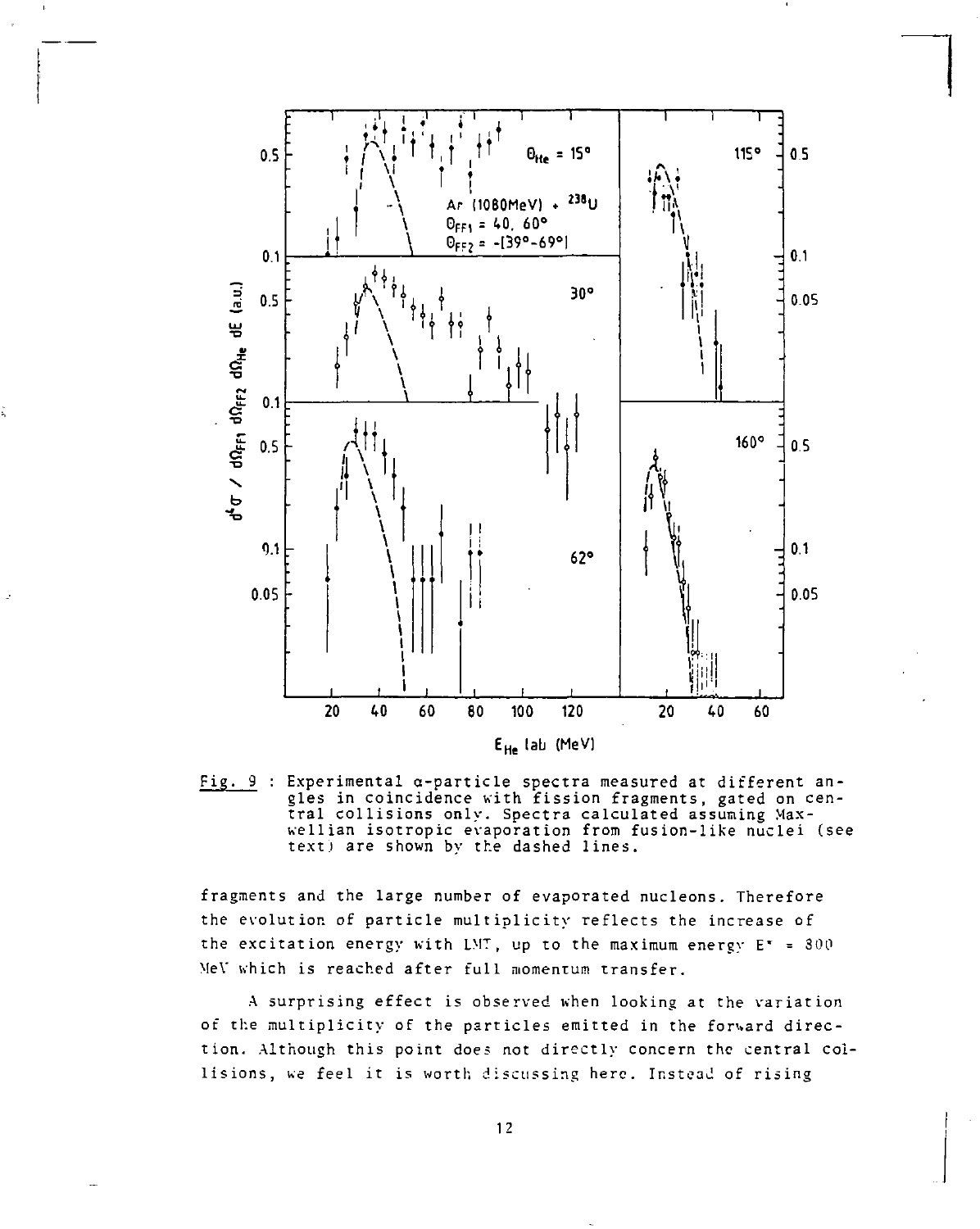Fig. 9 : Experimental α-particle spectra measured at different angles in coincidence with fission fragments, gated on central collisions only. Spectra calculated assuming Maxwellian isotropic evaporation from fusion-like nuclei (see text) are shown by the dashed lines.

fragments and the large number of evaporated nucleons. Therefore the evolution of particle multiplicity reflects the increase of the excitation energy with LMT, up to the maximum energy $E^* = 300$ MeV which is reached after full momentum transfer.

A surprising effect is observed when looking at the variation of the multiplicity of the particles emitted in the forward direction. Although this point does not directly concern the central collisions, we feel it is worth discussing here. Instead of rising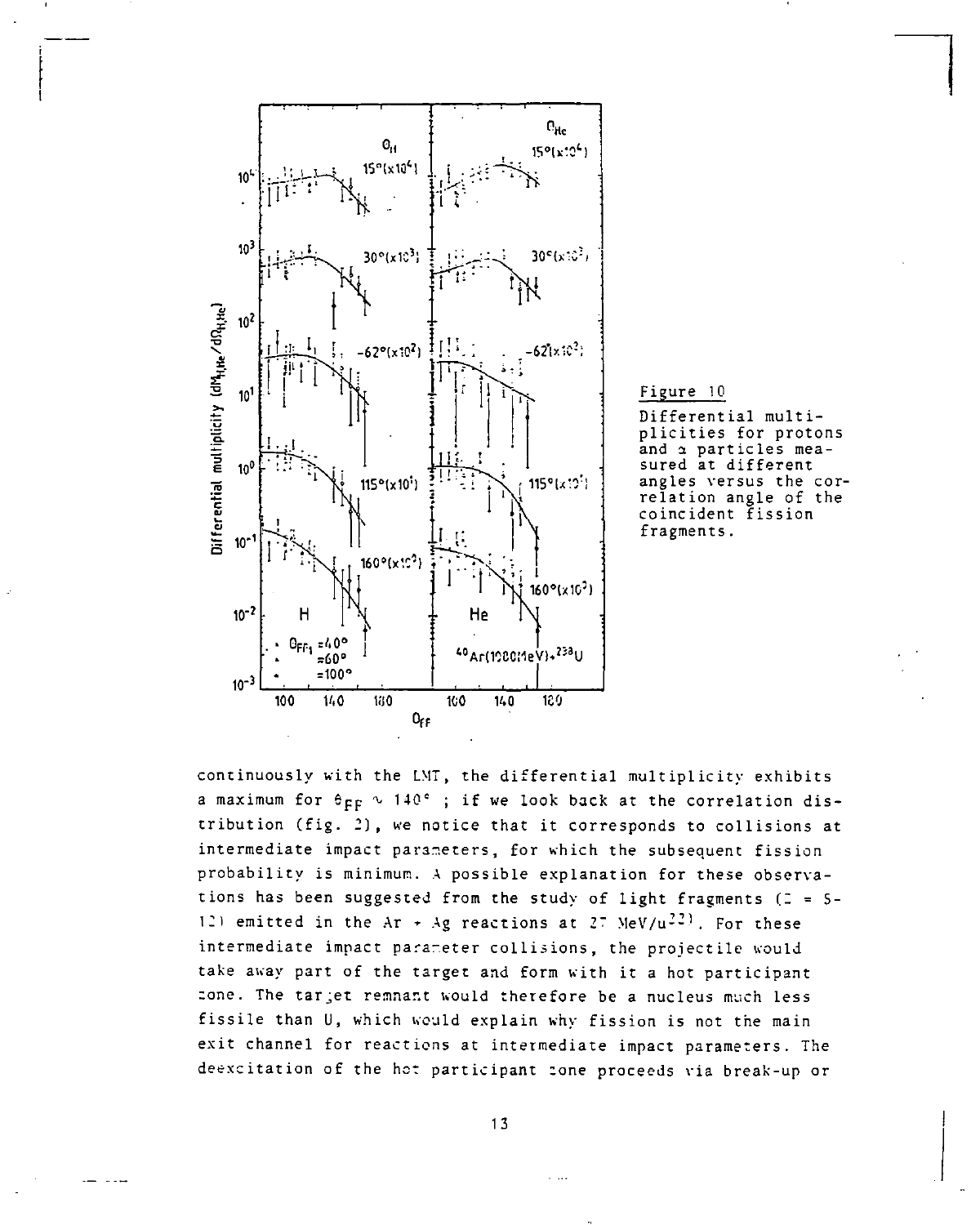Figure 10

Differential multiplicities for protons and α particles measured at different angles versus the correlation angle of the coincident fission fragments.

continuously with the LMT, the differential multiplicity exhibits a maximum for $\theta_{FF} \sim 140°$ ; if we look back at the correlation distribution (fig. 2), we notice that it corresponds to collisions at intermediate impact parameters, for which the subsequent fission probability is minimum. A possible explanation for these observations has been suggested from the study of light fragments (Z = 5-12) emitted in the Ar + Ag reactions at 27 MeV/u[22]. For these intermediate impact parameter collisions, the projectile would take away part of the target and form with it a hot participant zone. The target remnant would therefore be a nucleus much less fissile than U, which would explain why fission is not the main exit channel for reactions at intermediate impact parameters. The deexcitation of the hot participant zone proceeds via break-up or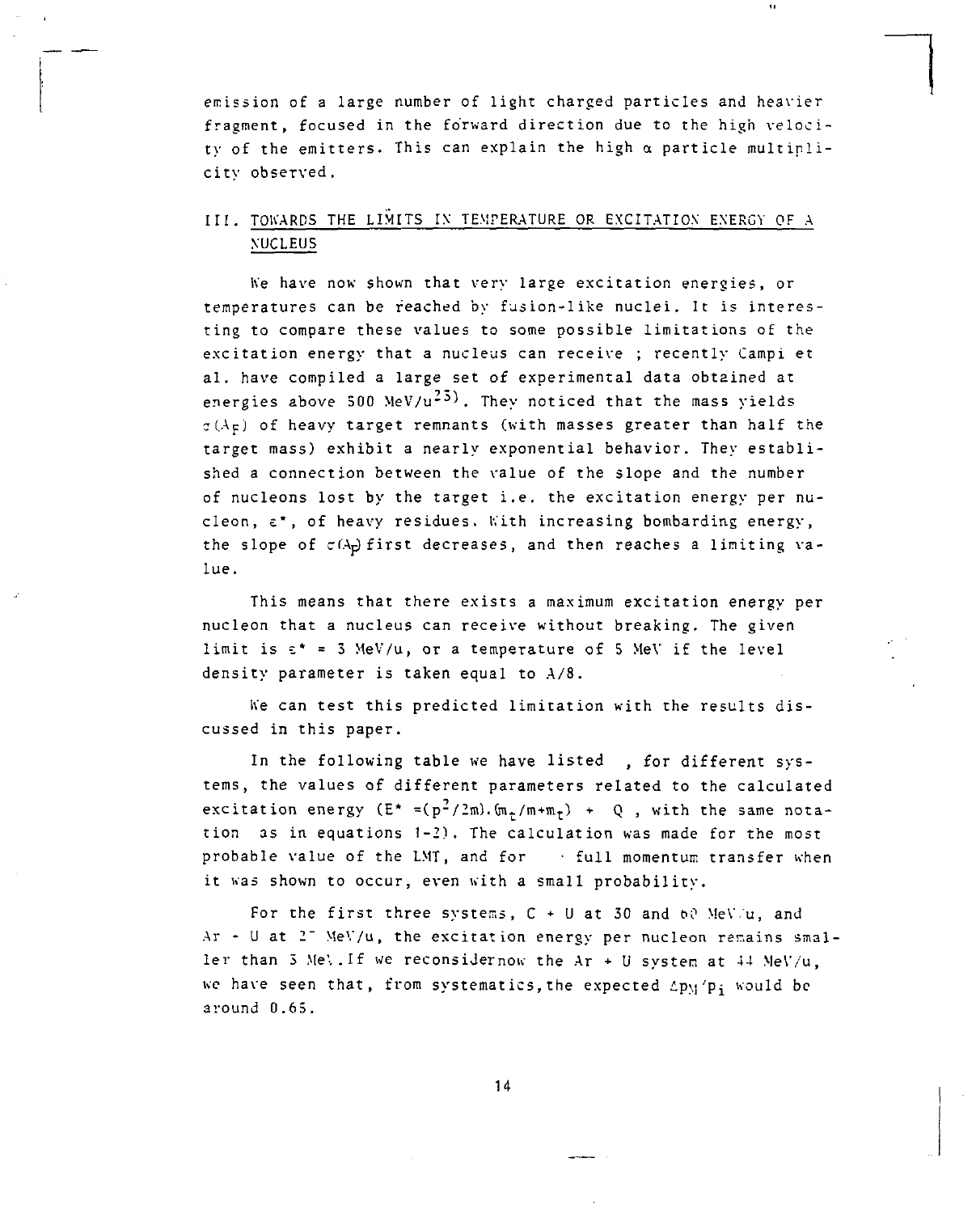emission of a large number of light charged particles and heavier fragment, focused in the forward direction due to the high velocity of the emitters. This can explain the high α particle multiplicity observed.

## III. TOWARDS THE LIMITS IN TEMPERATURE OR EXCITATION ENERGY OF A NUCLEUS

We have now shown that very large excitation energies, or temperatures can be reached by fusion-like nuclei. It is interesting to compare these values to some possible limitations of the excitation energy that a nucleus can receive ; recently Campi et al. have compiled a large set of experimental data obtained at energies above 500 MeV/u[23]. They noticed that the mass yields $\sigma(A_F)$ of heavy target remnants (with masses greater than half the target mass) exhibit a nearly exponential behavior. They established a connection between the value of the slope and the number of nucleons lost by the target i.e. the excitation energy per nucleon, $\varepsilon^*$, of heavy residues. With increasing bombarding energy, the slope of $\sigma(A_F)$ first decreases, and then reaches a limiting value.

This means that there exists a maximum excitation energy per nucleon that a nucleus can receive without breaking. The given limit is $\varepsilon^* = 3$ MeV/u, or a temperature of 5 MeV if the level density parameter is taken equal to A/8.

We can test this predicted limitation with the results discussed in this paper.

In the following table we have listed , for different systems, the values of different parameters related to the calculated excitation energy ($E^* = (p^2/2m).(m_t/m+m_t) + Q$ , with the same notation as in equations 1-2). The calculation was made for the most probable value of the LMT, and for full momentum transfer when it was shown to occur, even with a small probability.

For the first three systems, C + U at 30 and 60 MeV/u, and Ar + U at 27 MeV/u, the excitation energy per nucleon remains smaller than 3 MeV. If we reconsider now the Ar + U system at 44 MeV/u, we have seen that, from systematics, the expected $\Delta p_M/p_i$ would be around 0.65.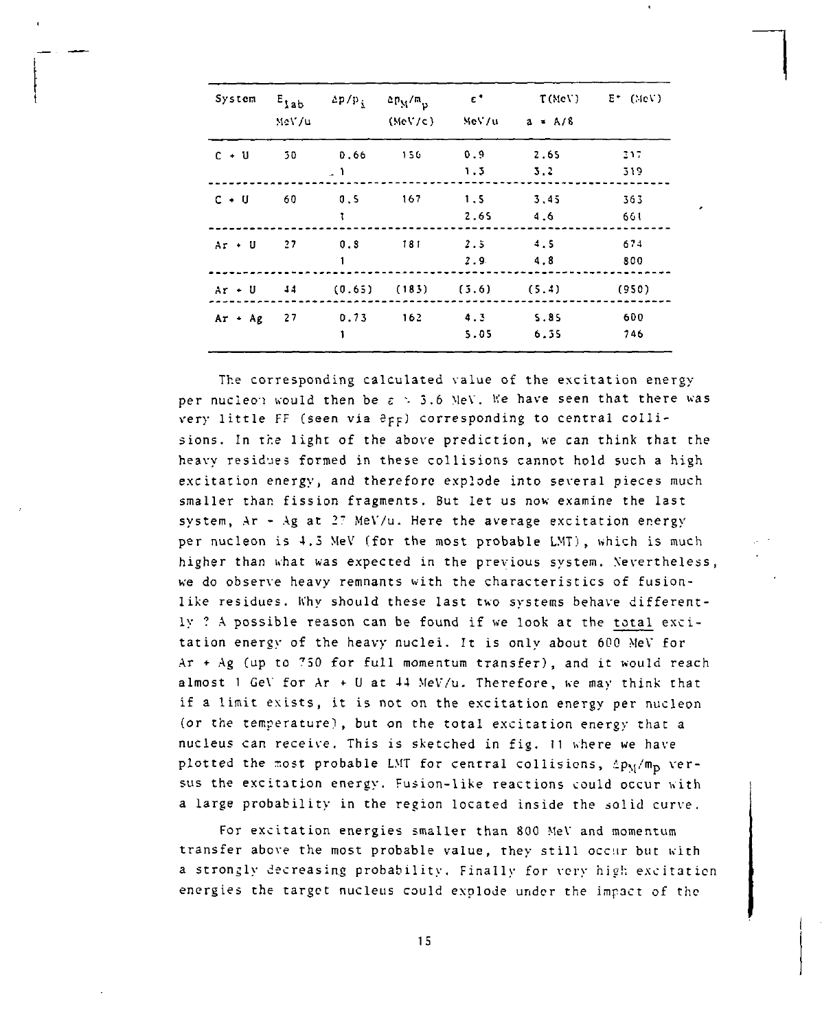| System | $E_{lab}$ MeV/u | $\Delta p/p_i$ | $\Delta p_M/m_p$ (MeV/c) | $\varepsilon^*$ MeV/u | T(MeV) $a = A/8$ | $E^*$ (MeV) |
|---|---|---|---|---|---|---|
| C + U | 30 | 0.66 | 156 | 0.9 | 2.65 | 217 |
| | | 1 | | 1.3 | 3.2 | 319 |
| C + U | 60 | 0.5 | 167 | 1.5 | 3.45 | 363 |
| | | 1 | | 2.65 | 4.6 | 661 |
| Ar + U | 27 | 0.8 | 181 | 2.5 | 4.5 | 674 |
| | | 1 | | 2.9 | 4.8 | 800 |
| Ar + U | 44 | (0.65) | (183) | (3.6) | (5.4) | (950) |
| Ar + Ag | 27 | 0.73 | 162 | 4.3 | 5.85 | 600 |
| | | 1 | | 5.05 | 6.35 | 746 |

The corresponding calculated value of the excitation energy per nucleon would then be $\varepsilon \sim 3.6$ MeV. We have seen that there was very little FF (seen via $\theta_{FF}$) corresponding to central collisions. In the light of the above prediction, we can think that the heavy residues formed in these collisions cannot hold such a high excitation energy, and therefore explode into several pieces much smaller than fission fragments. But let us now examine the last system, Ar + Ag at 27 MeV/u. Here the average excitation energy per nucleon is 4.3 MeV (for the most probable LMT), which is much higher than what was expected in the previous system. Nevertheless, we do observe heavy remnants with the characteristics of fusion-like residues. Why should these last two systems behave differently ? A possible reason can be found if we look at the <u>total</u> excitation energy of the heavy nuclei. It is only about 600 MeV for Ar + Ag (up to 750 for full momentum transfer), and it would reach almost 1 GeV for Ar + U at 44 MeV/u. Therefore, we may think that if a limit exists, it is not on the excitation energy per nucleon (or the temperature), but on the total excitation energy that a nucleus can receive. This is sketched in fig. 11 where we have plotted the most probable LMT for central collisions, $\Delta p_M/m_p$ versus the excitation energy. Fusion-like reactions could occur with a large probability in the region located inside the solid curve.

For excitation energies smaller than 800 MeV and momentum transfer above the most probable value, they still occur but with a strongly decreasing probability. Finally for very high excitation energies the target nucleus could explode under the impact of the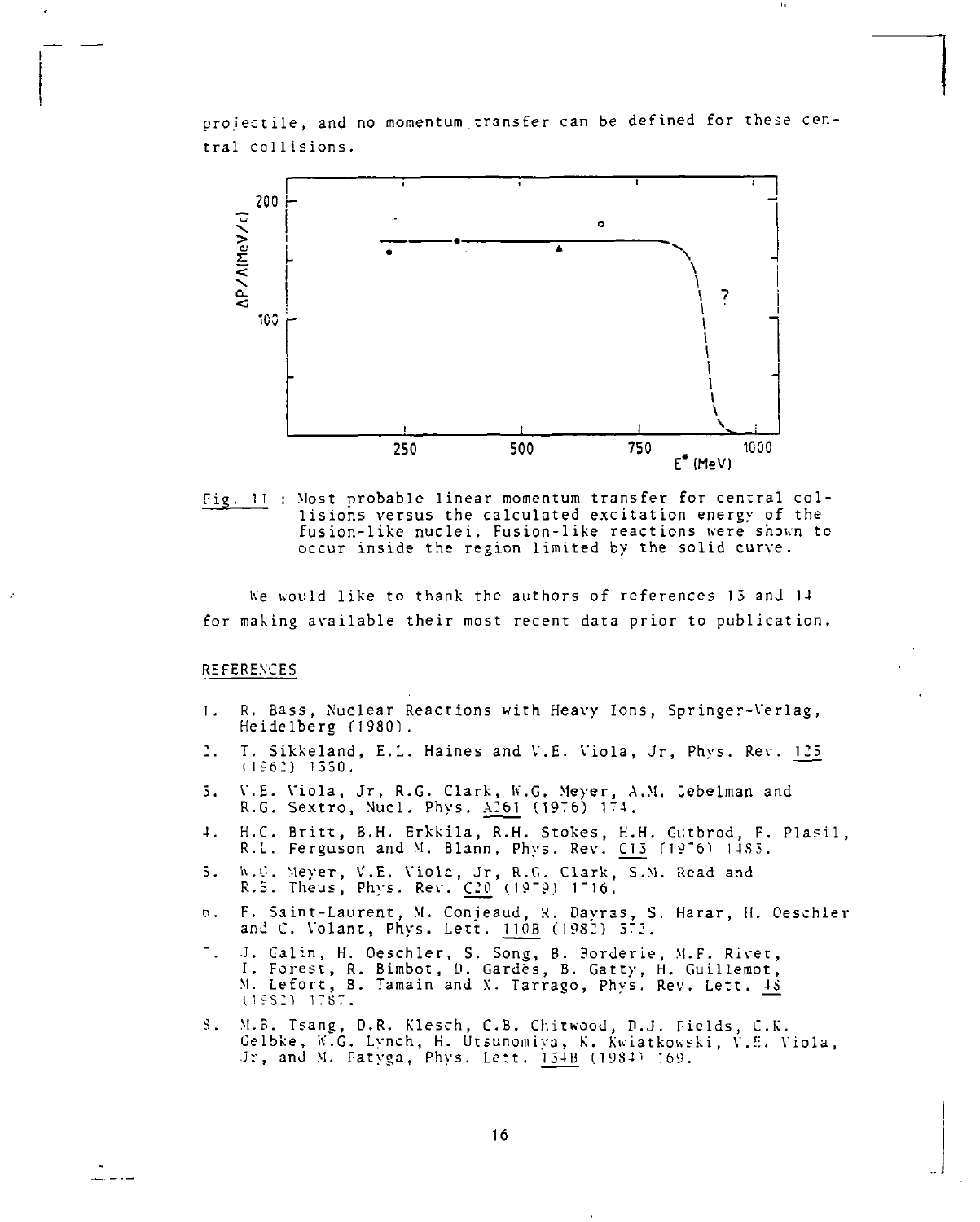projectile, and no momentum transfer can be defined for these central collisions.

Fig. 11 : Most probable linear momentum transfer for central collisions versus the calculated excitation energy of the fusion-like nuclei. Fusion-like reactions were shown to occur inside the region limited by the solid curve.

We would like to thank the authors of references 13 and 14 for making available their most recent data prior to publication.

## REFERENCES

1. R. Bass, Nuclear Reactions with Heavy Ions, Springer-Verlag, Heidelberg (1980).
2. T. Sikkeland, E.L. Haines and V.E. Viola, Jr, Phys. Rev. 125 (1962) 1350.
3. V.E. Viola, Jr, R.G. Clark, W.G. Meyer, A.M. Zebelman and R.G. Sextro, Nucl. Phys. A261 (1976) 174.
4. H.C. Britt, B.H. Erkkila, R.H. Stokes, H.H. Gutbrod, F. Plasil, R.L. Ferguson and M. Blann, Phys. Rev. C13 (1976) 1483.
5. W.G. Meyer, V.E. Viola, Jr, R.G. Clark, S.M. Read and R.B. Theus, Phys. Rev. C20 (1979) 1716.
6. F. Saint-Laurent, M. Conjeaud, R. Dayras, S. Harar, H. Oeschler and C. Volant, Phys. Lett. 110B (1982) 372.
7. J. Galin, H. Oeschler, S. Song, B. Borderie, M.F. Rivet, I. Forest, R. Bimbot, D. Gardès, B. Gatty, H. Guillemot, M. Lefort, B. Tamain and X. Tarrago, Phys. Rev. Lett. 48 (1982) 1787.
8. M.B. Tsang, D.R. Klesch, C.B. Chitwood, D.J. Fields, C.K. Gelbke, W.G. Lynch, H. Utsunomiya, K. Kwiatkowski, V.E. Viola, Jr, and M. Fatyga, Phys. Lett. 134B (1984) 169.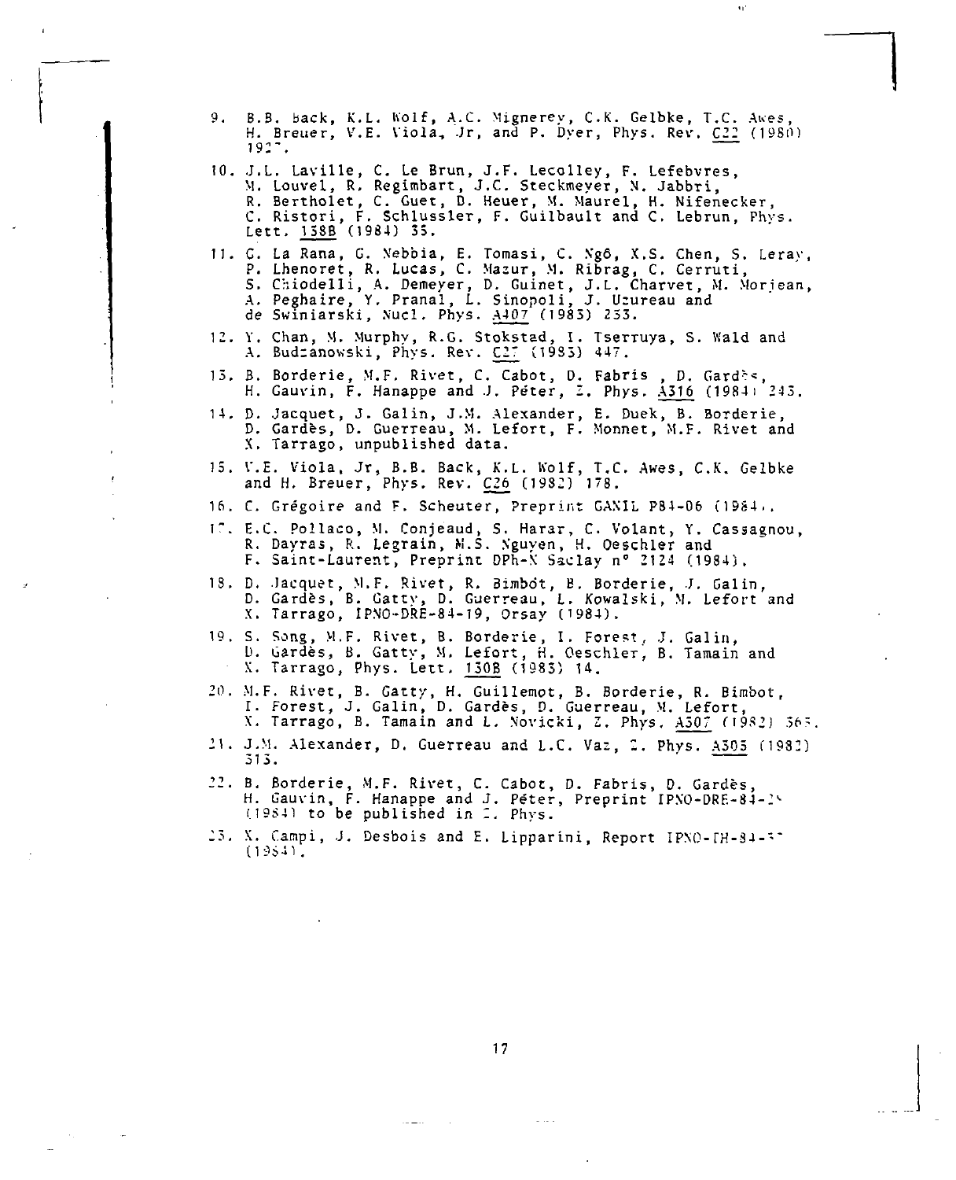9. B.B. Back, K.L. Wolf, A.C. Mignerey, C.K. Gelbke, T.C. Awes, H. Breuer, V.E. Viola, Jr, and P. Dyer, Phys. Rev. C22 (1980) 1927.

10. J.L. Laville, C. Le Brun, J.F. Lecolley, F. Lefebvres, M. Louvel, R. Regimbart, J.C. Steckmeyer, N. Jabbri, R. Bertholet, C. Guet, D. Heuer, M. Maurel, H. Nifenecker, C. Ristori, F. Schlussler, F. Guilbault and C. Lebrun, Phys. Lett. 138B (1984) 35.

11. G. La Rana, G. Nebbia, E. Tomasi, C. Ngô, X.S. Chen, S. Leray, P. Lhenoret, R. Lucas, C. Mazur, M. Ribrag, C. Cerruti, S. Chiodelli, A. Demeyer, D. Guinet, J.L. Charvet, M. Morjean, A. Peghaire, Y. Pranal, L. Sinopoli, J. Uzureau and de Swiniarski, Nucl. Phys. A407 (1983) 233.

12. Y. Chan, M. Murphy, R.G. Stokstad, I. Tserruya, S. Wald and A. Budzanowski, Phys. Rev. C27 (1983) 447.

13. B. Borderie, M.F. Rivet, C. Cabot, D. Fabris , D. Gardès, H. Gauvin, F. Hanappe and J. Péter, Z. Phys. A316 (1984) 243.

14. D. Jacquet, J. Galin, J.M. Alexander, E. Duek, B. Borderie, D. Gardès, D. Guerreau, M. Lefort, F. Monnet, M.F. Rivet and X. Tarrago, unpublished data.

15. V.E. Viola, Jr, B.B. Back, K.L. Wolf, T.C. Awes, C.K. Gelbke and H. Breuer, Phys. Rev. C26 (1982) 178.

16. C. Grégoire and F. Scheuter, Preprint GANIL P84-06 (1984).

17. E.C. Pollaco, M. Conjeaud, S. Harar, C. Volant, Y. Cassagnou, R. Dayras, R. Legrain, M.S. Nguyen, H. Oeschler and F. Saint-Laurent, Preprint DPh-N Saclay n° 2124 (1984).

18. D. Jacquet, M.F. Rivet, R. Bimbot, B. Borderie, J. Galin, D. Gardès, B. Gatty, D. Guerreau, L. Kowalski, M. Lefort and X. Tarrago, IPNO-DRE-84-19, Orsay (1984).

19. S. Song, M.F. Rivet, B. Borderie, I. Forest, J. Galin, D. Gardès, B. Gatty, M. Lefort, H. Oeschler, B. Tamain and X. Tarrago, Phys. Lett. 130B (1983) 14.

20. M.F. Rivet, B. Gatty, H. Guillemot, B. Borderie, R. Bimbot, I. Forest, J. Galin, D. Gardès, D. Guerreau, M. Lefort, X. Tarrago, B. Tamain and L. Novicki, Z. Phys. A307 (1982) 365.

21. J.M. Alexander, D. Guerreau and L.C. Vaz, Z. Phys. A305 (1982) 313.

22. B. Borderie, M.F. Rivet, C. Cabot, D. Fabris, D. Gardès, H. Gauvin, F. Hanappe and J. Péter, Preprint IPNO-DRE-84-2 (1984) to be published in Z. Phys.

23. X. Campi, J. Desbois and E. Lipparini, Report IPNO-TH-84-3 (1984).